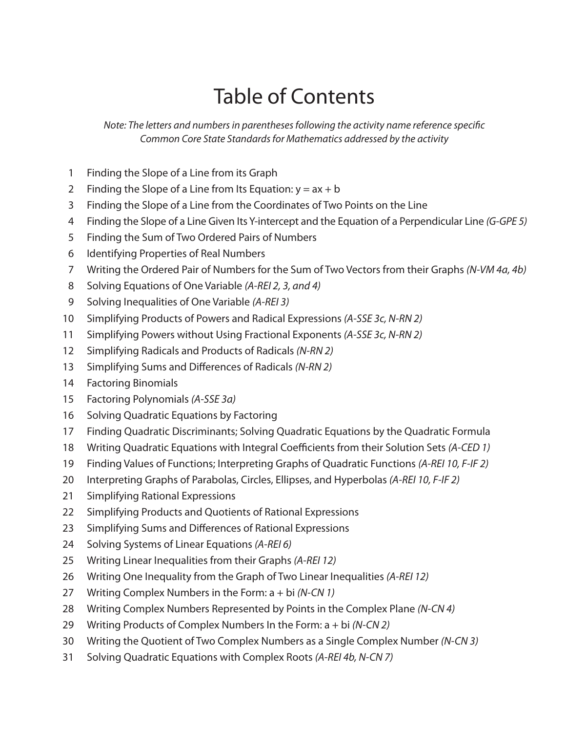# Table of Contents

*Note: The letters and numbers in parentheses following the activity name reference specific Common Core State Standards for Mathematics addressed by the activity*

1. Finding the Slope of a Line from its Graph
2. Finding the Slope of a Line from Its Equation: $y = ax + b$
3. Finding the Slope of a Line from the Coordinates of Two Points on the Line
4. Finding the Slope of a Line Given Its Y-intercept and the Equation of a Perpendicular Line *(G-GPE 5)*
5. Finding the Sum of Two Ordered Pairs of Numbers
6. Identifying Properties of Real Numbers
7. Writing the Ordered Pair of Numbers for the Sum of Two Vectors from their Graphs *(N-VM 4a, 4b)*
8. Solving Equations of One Variable *(A-REI 2, 3, and 4)*
9. Solving Inequalities of One Variable *(A-REI 3)*
10. Simplifying Products of Powers and Radical Expressions *(A-SSE 3c, N-RN 2)*
11. Simplifying Powers without Using Fractional Exponents *(A-SSE 3c, N-RN 2)*
12. Simplifying Radicals and Products of Radicals *(N-RN 2)*
13. Simplifying Sums and Differences of Radicals *(N-RN 2)*
14. Factoring Binomials
15. Factoring Polynomials *(A-SSE 3a)*
16. Solving Quadratic Equations by Factoring
17. Finding Quadratic Discriminants; Solving Quadratic Equations by the Quadratic Formula
18. Writing Quadratic Equations with Integral Coefficients from their Solution Sets *(A-CED 1)*
19. Finding Values of Functions; Interpreting Graphs of Quadratic Functions *(A-REI 10, F-IF 2)*
20. Interpreting Graphs of Parabolas, Circles, Ellipses, and Hyperbolas *(A-REI 10, F-IF 2)*
21. Simplifying Rational Expressions
22. Simplifying Products and Quotients of Rational Expressions
23. Simplifying Sums and Differences of Rational Expressions
24. Solving Systems of Linear Equations *(A-REI 6)*
25. Writing Linear Inequalities from their Graphs *(A-REI 12)*
26. Writing One Inequality from the Graph of Two Linear Inequalities *(A-REI 12)*
27. Writing Complex Numbers in the Form: $a + bi$ *(N-CN 1)*
28. Writing Complex Numbers Represented by Points in the Complex Plane *(N-CN 4)*
29. Writing Products of Complex Numbers In the Form: $a + bi$ *(N-CN 2)*
30. Writing the Quotient of Two Complex Numbers as a Single Complex Number *(N-CN 3)*
31. Solving Quadratic Equations with Complex Roots *(A-REI 4b, N-CN 7)*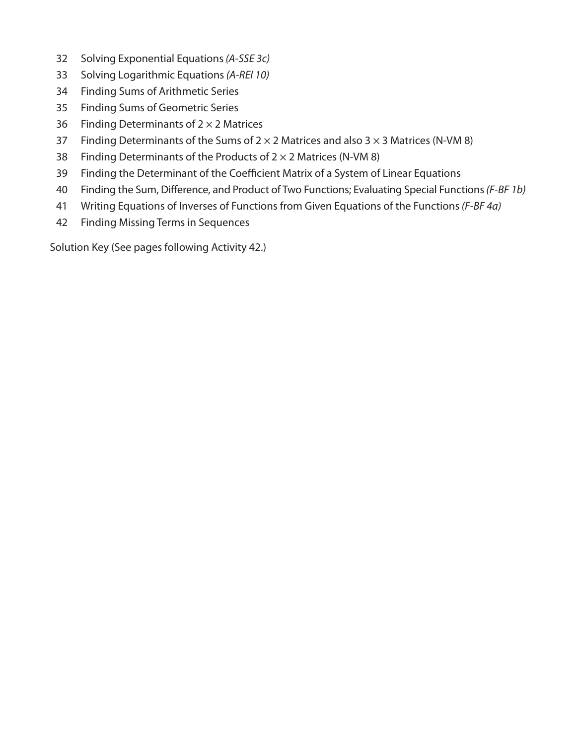32 Solving Exponential Equations *(A-SSE 3c)*

33 Solving Logarithmic Equations *(A-REI 10)*

34 Finding Sums of Arithmetic Series

35 Finding Sums of Geometric Series

36 Finding Determinants of $2 \times 2$ Matrices

37 Finding Determinants of the Sums of $2 \times 2$ Matrices and also $3 \times 3$ Matrices (N-VM 8)

38 Finding Determinants of the Products of $2 \times 2$ Matrices (N-VM 8)

39 Finding the Determinant of the Coefficient Matrix of a System of Linear Equations

40 Finding the Sum, Difference, and Product of Two Functions; Evaluating Special Functions *(F-BF 1b)*

41 Writing Equations of Inverses of Functions from Given Equations of the Functions *(F-BF 4a)*

42 Finding Missing Terms in Sequences

Solution Key (See pages following Activity 42.)